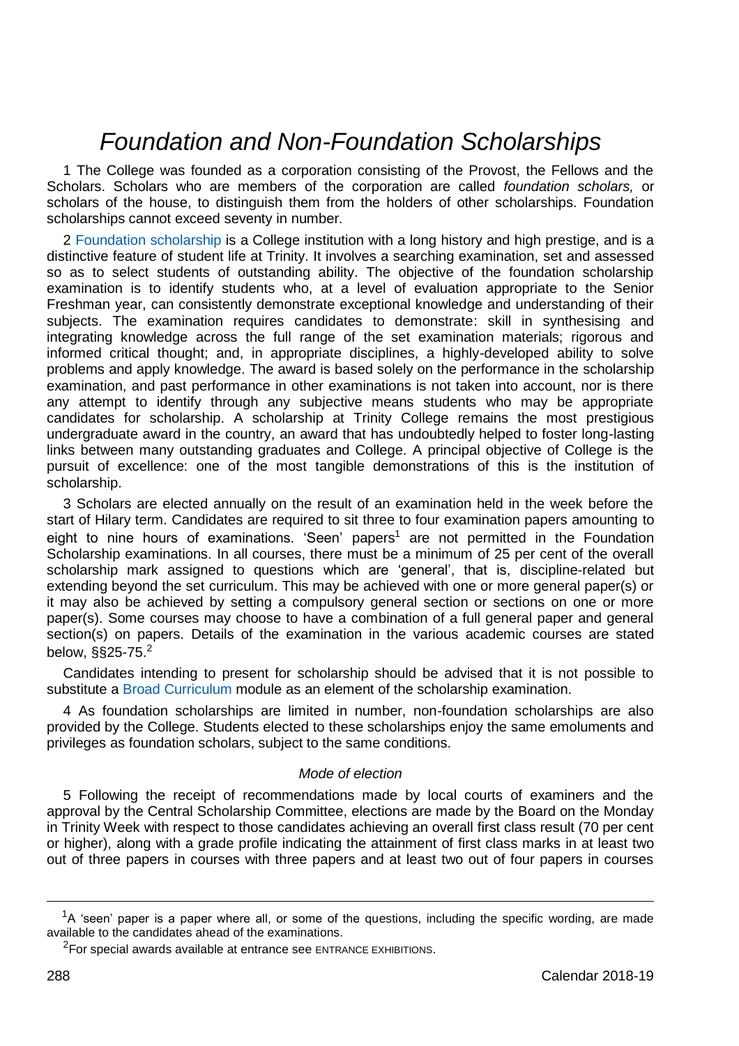# *Foundation and Non-Foundation Scholarships*

1 The College was founded as a corporation consisting of the Provost, the Fellows and the Scholars. Scholars who are members of the corporation are called *foundation scholars,* or scholars of the house, to distinguish them from the holders of other scholarships. Foundation scholarships cannot exceed seventy in number.

2 Foundation scholarship is a College institution with a long history and high prestige, and is a distinctive feature of student life at Trinity. It involves a searching examination, set and assessed so as to select students of outstanding ability. The objective of the foundation scholarship examination is to identify students who, at a level of evaluation appropriate to the Senior Freshman year, can consistently demonstrate exceptional knowledge and understanding of their subjects. The examination requires candidates to demonstrate: skill in synthesising and integrating knowledge across the full range of the set examination materials; rigorous and informed critical thought; and, in appropriate disciplines, a highly-developed ability to solve problems and apply knowledge. The award is based solely on the performance in the scholarship examination, and past performance in other examinations is not taken into account, nor is there any attempt to identify through any subjective means students who may be appropriate candidates for scholarship. A scholarship at Trinity College remains the most prestigious undergraduate award in the country, an award that has undoubtedly helped to foster long-lasting links between many outstanding graduates and College. A principal objective of College is the pursuit of excellence: one of the most tangible demonstrations of this is the institution of scholarship.

3 Scholars are elected annually on the result of an examination held in the week before the start of Hilary term. Candidates are required to sit three to four examination papers amounting to eight to nine hours of examinations. 'Seen' papers[1] are not permitted in the Foundation Scholarship examinations. In all courses, there must be a minimum of 25 per cent of the overall scholarship mark assigned to questions which are 'general', that is, discipline-related but extending beyond the set curriculum. This may be achieved with one or more general paper(s) or it may also be achieved by setting a compulsory general section or sections on one or more paper(s). Some courses may choose to have a combination of a full general paper and general section(s) on papers. Details of the examination in the various academic courses are stated below, §§25-75.[2]

Candidates intending to present for scholarship should be advised that it is not possible to substitute a Broad Curriculum module as an element of the scholarship examination.

4 As foundation scholarships are limited in number, non-foundation scholarships are also provided by the College. Students elected to these scholarships enjoy the same emoluments and privileges as foundation scholars, subject to the same conditions.

*Mode of election*

5 Following the receipt of recommendations made by local courts of examiners and the approval by the Central Scholarship Committee, elections are made by the Board on the Monday in Trinity Week with respect to those candidates achieving an overall first class result (70 per cent or higher), along with a grade profile indicating the attainment of first class marks in at least two out of three papers in courses with three papers and at least two out of four papers in courses

---

[1] A 'seen' paper is a paper where all, or some of the questions, including the specific wording, are made available to the candidates ahead of the examinations.

[2] For special awards available at entrance see ENTRANCE EXHIBITIONS.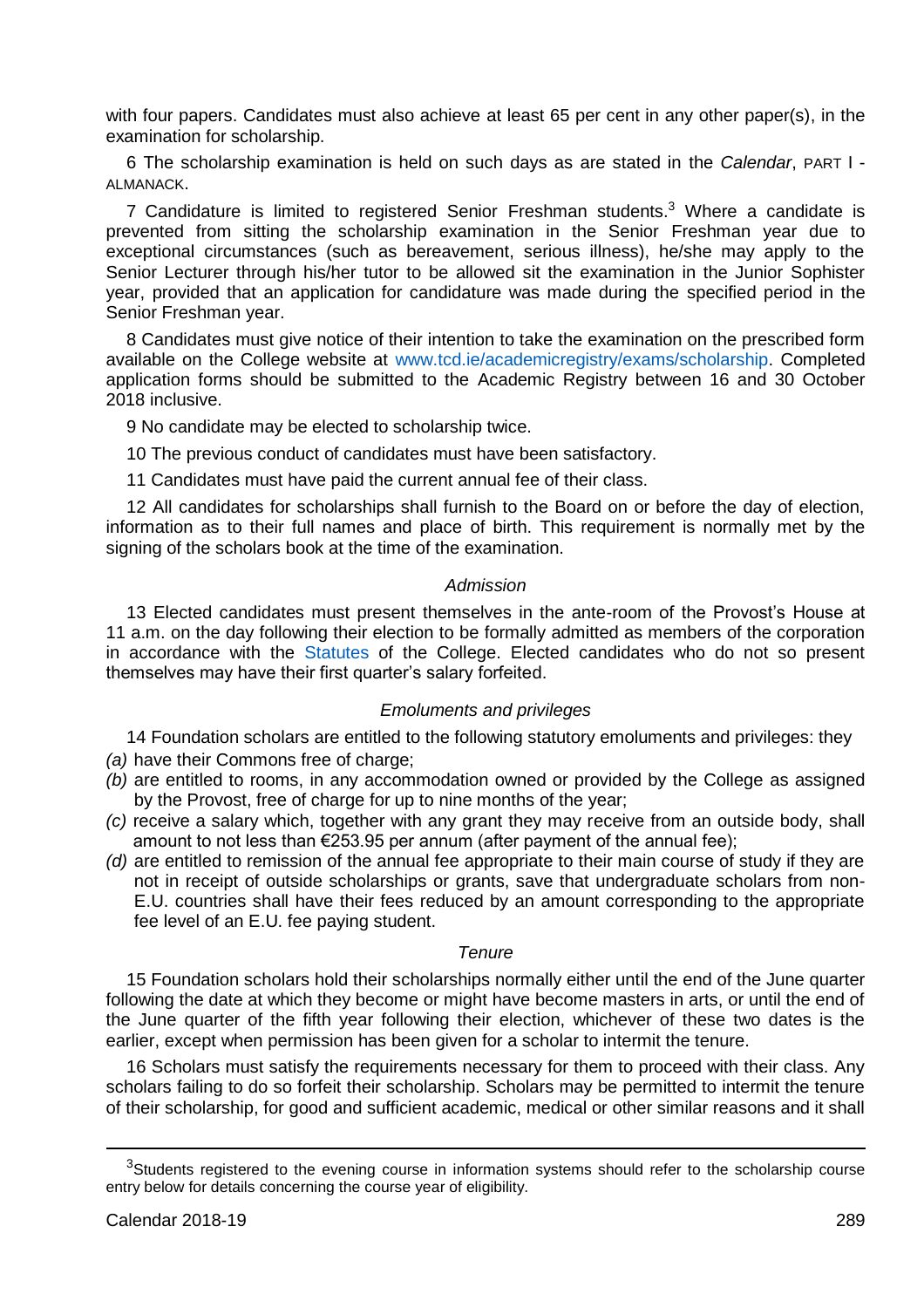with four papers. Candidates must also achieve at least 65 per cent in any other paper(s), in the examination for scholarship.

6 The scholarship examination is held on such days as are stated in the *Calendar*, PART I - ALMANACK.

7 Candidature is limited to registered Senior Freshman students.[3] Where a candidate is prevented from sitting the scholarship examination in the Senior Freshman year due to exceptional circumstances (such as bereavement, serious illness), he/she may apply to the Senior Lecturer through his/her tutor to be allowed sit the examination in the Junior Sophister year, provided that an application for candidature was made during the specified period in the Senior Freshman year.

8 Candidates must give notice of their intention to take the examination on the prescribed form available on the College website at www.tcd.ie/academicregistry/exams/scholarship. Completed application forms should be submitted to the Academic Registry between 16 and 30 October 2018 inclusive.

9 No candidate may be elected to scholarship twice.

10 The previous conduct of candidates must have been satisfactory.

11 Candidates must have paid the current annual fee of their class.

12 All candidates for scholarships shall furnish to the Board on or before the day of election, information as to their full names and place of birth. This requirement is normally met by the signing of the scholars book at the time of the examination.

*Admission*

13 Elected candidates must present themselves in the ante-room of the Provost's House at 11 a.m. on the day following their election to be formally admitted as members of the corporation in accordance with the Statutes of the College. Elected candidates who do not so present themselves may have their first quarter's salary forfeited.

*Emoluments and privileges*

14 Foundation scholars are entitled to the following statutory emoluments and privileges: they

*(a)* have their Commons free of charge;

*(b)* are entitled to rooms, in any accommodation owned or provided by the College as assigned by the Provost, free of charge for up to nine months of the year;

*(c)* receive a salary which, together with any grant they may receive from an outside body, shall amount to not less than €253.95 per annum (after payment of the annual fee);

*(d)* are entitled to remission of the annual fee appropriate to their main course of study if they are not in receipt of outside scholarships or grants, save that undergraduate scholars from non-E.U. countries shall have their fees reduced by an amount corresponding to the appropriate fee level of an E.U. fee paying student.

*Tenure*

15 Foundation scholars hold their scholarships normally either until the end of the June quarter following the date at which they become or might have become masters in arts, or until the end of the June quarter of the fifth year following their election, whichever of these two dates is the earlier, except when permission has been given for a scholar to intermit the tenure.

16 Scholars must satisfy the requirements necessary for them to proceed with their class. Any scholars failing to do so forfeit their scholarship. Scholars may be permitted to intermit the tenure of their scholarship, for good and sufficient academic, medical or other similar reasons and it shall

[3] Students registered to the evening course in information systems should refer to the scholarship course entry below for details concerning the course year of eligibility.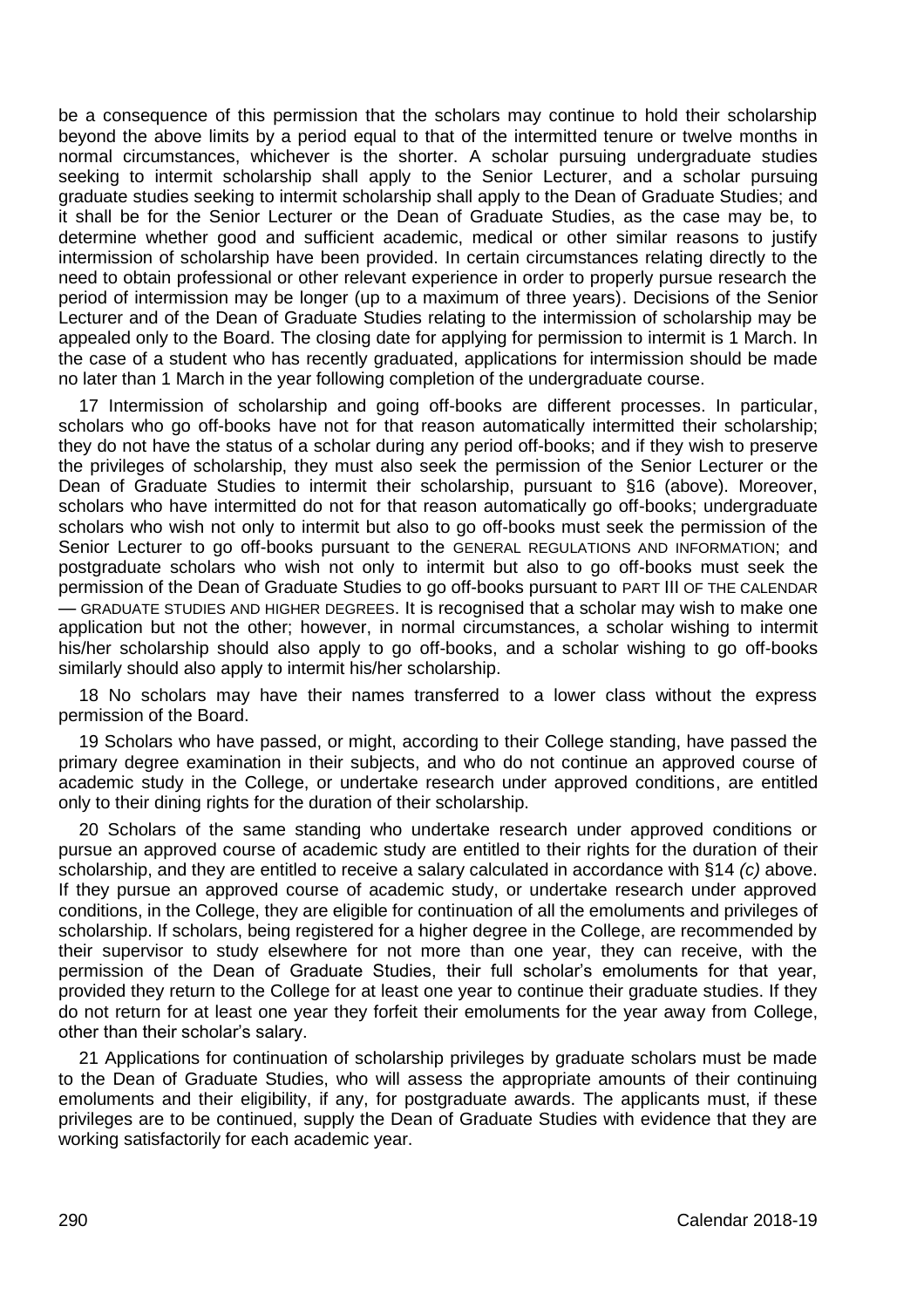be a consequence of this permission that the scholars may continue to hold their scholarship beyond the above limits by a period equal to that of the intermitted tenure or twelve months in normal circumstances, whichever is the shorter. A scholar pursuing undergraduate studies seeking to intermit scholarship shall apply to the Senior Lecturer, and a scholar pursuing graduate studies seeking to intermit scholarship shall apply to the Dean of Graduate Studies; and it shall be for the Senior Lecturer or the Dean of Graduate Studies, as the case may be, to determine whether good and sufficient academic, medical or other similar reasons to justify intermission of scholarship have been provided. In certain circumstances relating directly to the need to obtain professional or other relevant experience in order to properly pursue research the period of intermission may be longer (up to a maximum of three years). Decisions of the Senior Lecturer and of the Dean of Graduate Studies relating to the intermission of scholarship may be appealed only to the Board. The closing date for applying for permission to intermit is 1 March. In the case of a student who has recently graduated, applications for intermission should be made no later than 1 March in the year following completion of the undergraduate course.

17 Intermission of scholarship and going off-books are different processes. In particular, scholars who go off-books have not for that reason automatically intermitted their scholarship; they do not have the status of a scholar during any period off-books; and if they wish to preserve the privileges of scholarship, they must also seek the permission of the Senior Lecturer or the Dean of Graduate Studies to intermit their scholarship, pursuant to §16 (above). Moreover, scholars who have intermitted do not for that reason automatically go off-books; undergraduate scholars who wish not only to intermit but also to go off-books must seek the permission of the Senior Lecturer to go off-books pursuant to the GENERAL REGULATIONS AND INFORMATION; and postgraduate scholars who wish not only to intermit but also to go off-books must seek the permission of the Dean of Graduate Studies to go off-books pursuant to PART III OF THE CALENDAR — GRADUATE STUDIES AND HIGHER DEGREES. It is recognised that a scholar may wish to make one application but not the other; however, in normal circumstances, a scholar wishing to intermit his/her scholarship should also apply to go off-books, and a scholar wishing to go off-books similarly should also apply to intermit his/her scholarship.

18 No scholars may have their names transferred to a lower class without the express permission of the Board.

19 Scholars who have passed, or might, according to their College standing, have passed the primary degree examination in their subjects, and who do not continue an approved course of academic study in the College, or undertake research under approved conditions, are entitled only to their dining rights for the duration of their scholarship.

20 Scholars of the same standing who undertake research under approved conditions or pursue an approved course of academic study are entitled to their rights for the duration of their scholarship, and they are entitled to receive a salary calculated in accordance with §14 *(c)* above. If they pursue an approved course of academic study, or undertake research under approved conditions, in the College, they are eligible for continuation of all the emoluments and privileges of scholarship. If scholars, being registered for a higher degree in the College, are recommended by their supervisor to study elsewhere for not more than one year, they can receive, with the permission of the Dean of Graduate Studies, their full scholar's emoluments for that year, provided they return to the College for at least one year to continue their graduate studies. If they do not return for at least one year they forfeit their emoluments for the year away from College, other than their scholar's salary.

21 Applications for continuation of scholarship privileges by graduate scholars must be made to the Dean of Graduate Studies, who will assess the appropriate amounts of their continuing emoluments and their eligibility, if any, for postgraduate awards. The applicants must, if these privileges are to be continued, supply the Dean of Graduate Studies with evidence that they are working satisfactorily for each academic year.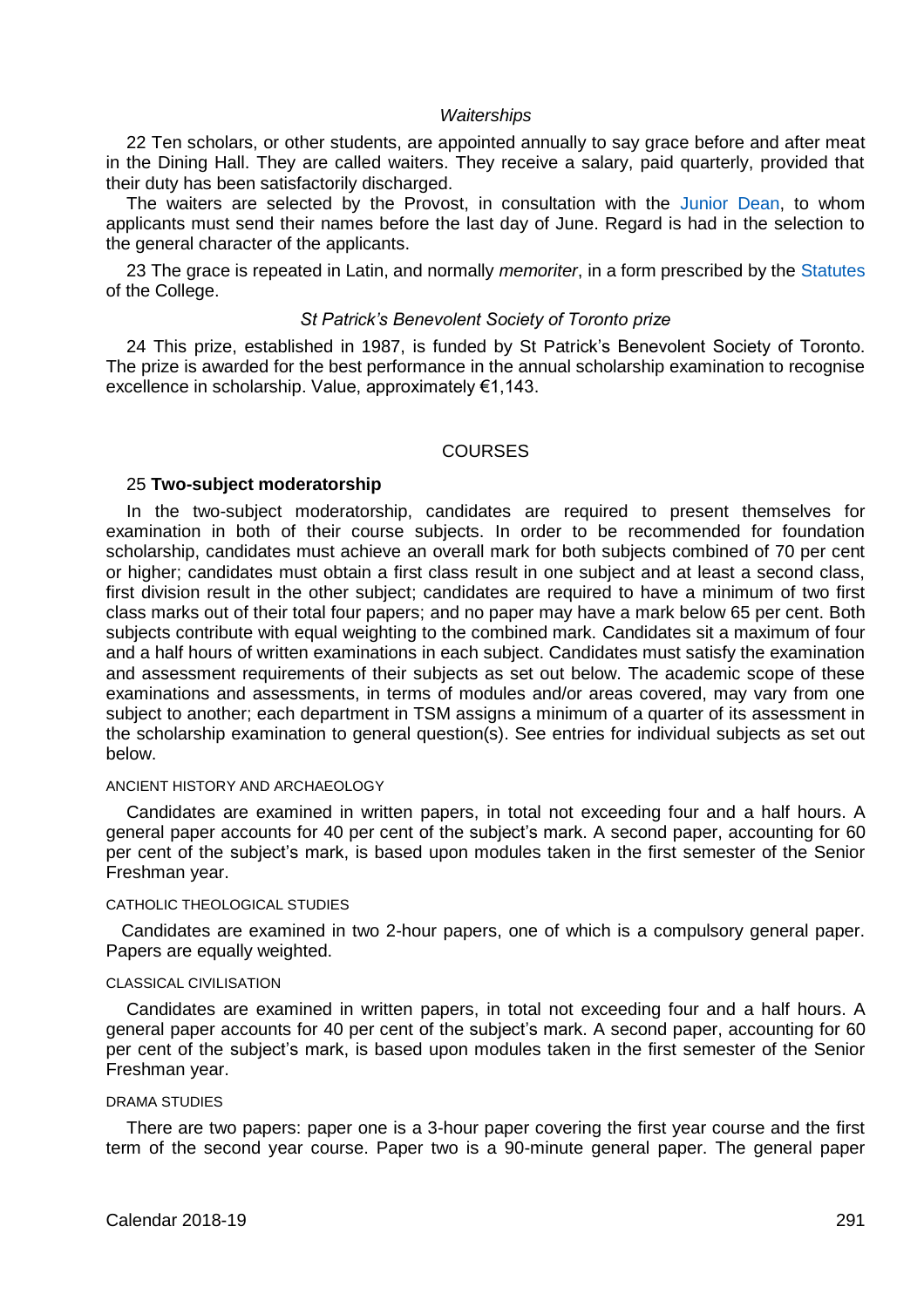### *Waiterships*

22 Ten scholars, or other students, are appointed annually to say grace before and after meat in the Dining Hall. They are called waiters. They receive a salary, paid quarterly, provided that their duty has been satisfactorily discharged.

The waiters are selected by the Provost, in consultation with the Junior Dean, to whom applicants must send their names before the last day of June. Regard is had in the selection to the general character of the applicants.

23 The grace is repeated in Latin, and normally *memoriter*, in a form prescribed by the Statutes of the College.

### *St Patrick's Benevolent Society of Toronto prize*

24 This prize, established in 1987, is funded by St Patrick's Benevolent Society of Toronto. The prize is awarded for the best performance in the annual scholarship examination to recognise excellence in scholarship. Value, approximately €1,143.

## COURSES

25 **Two-subject moderatorship**

In the two-subject moderatorship, candidates are required to present themselves for examination in both of their course subjects. In order to be recommended for foundation scholarship, candidates must achieve an overall mark for both subjects combined of 70 per cent or higher; candidates must obtain a first class result in one subject and at least a second class, first division result in the other subject; candidates are required to have a minimum of two first class marks out of their total four papers; and no paper may have a mark below 65 per cent. Both subjects contribute with equal weighting to the combined mark. Candidates sit a maximum of four and a half hours of written examinations in each subject. Candidates must satisfy the examination and assessment requirements of their subjects as set out below. The academic scope of these examinations and assessments, in terms of modules and/or areas covered, may vary from one subject to another; each department in TSM assigns a minimum of a quarter of its assessment in the scholarship examination to general question(s). See entries for individual subjects as set out below.

#### ANCIENT HISTORY AND ARCHAEOLOGY

Candidates are examined in written papers, in total not exceeding four and a half hours. A general paper accounts for 40 per cent of the subject's mark. A second paper, accounting for 60 per cent of the subject's mark, is based upon modules taken in the first semester of the Senior Freshman year.

#### CATHOLIC THEOLOGICAL STUDIES

Candidates are examined in two 2-hour papers, one of which is a compulsory general paper. Papers are equally weighted.

#### CLASSICAL CIVILISATION

Candidates are examined in written papers, in total not exceeding four and a half hours. A general paper accounts for 40 per cent of the subject's mark. A second paper, accounting for 60 per cent of the subject's mark, is based upon modules taken in the first semester of the Senior Freshman year.

#### DRAMA STUDIES

There are two papers: paper one is a 3-hour paper covering the first year course and the first term of the second year course. Paper two is a 90-minute general paper. The general paper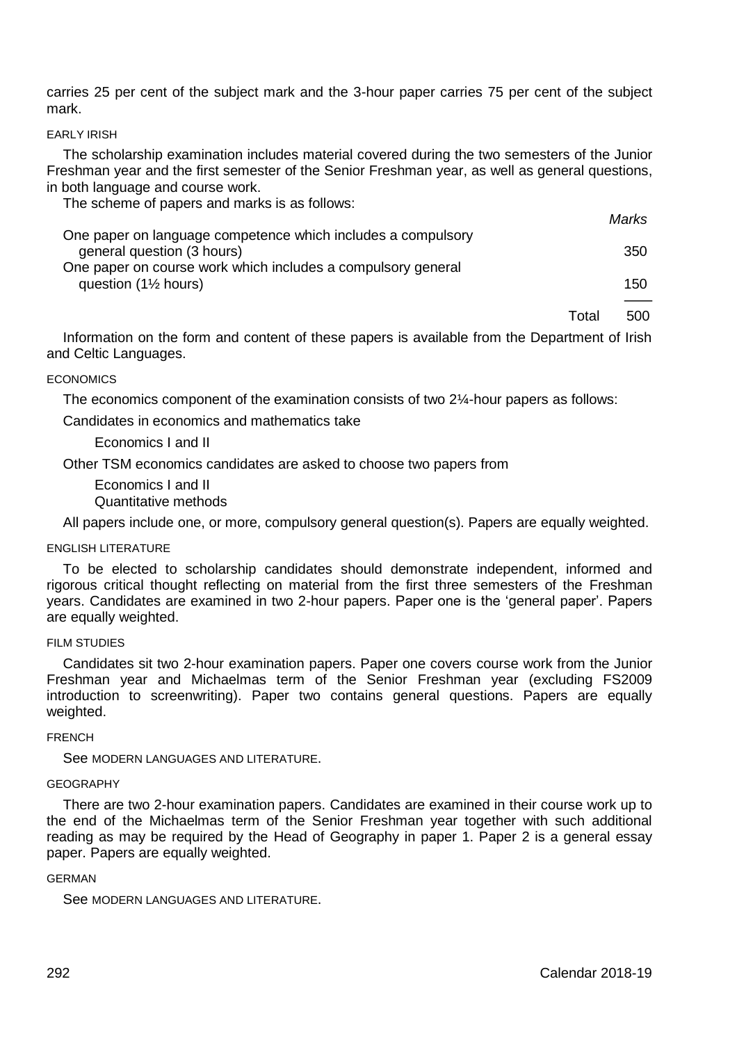carries 25 per cent of the subject mark and the 3-hour paper carries 75 per cent of the subject mark.

#### EARLY IRISH

The scholarship examination includes material covered during the two semesters of the Junior Freshman year and the first semester of the Senior Freshman year, as well as general questions, in both language and course work.

The scheme of papers and marks is as follows:

| | *Marks* |
|---|---|
| One paper on language competence which includes a compulsory general question (3 hours) | 350 |
| One paper on course work which includes a compulsory general question (1½ hours) | 150 |
| Total | 500 |

Information on the form and content of these papers is available from the Department of Irish and Celtic Languages.

#### ECONOMICS

The economics component of the examination consists of two 2¼-hour papers as follows:

Candidates in economics and mathematics take

Economics I and II

Other TSM economics candidates are asked to choose two papers from

Economics I and II
Quantitative methods

All papers include one, or more, compulsory general question(s). Papers are equally weighted.

#### ENGLISH LITERATURE

To be elected to scholarship candidates should demonstrate independent, informed and rigorous critical thought reflecting on material from the first three semesters of the Freshman years. Candidates are examined in two 2-hour papers. Paper one is the 'general paper'. Papers are equally weighted.

#### FILM STUDIES

Candidates sit two 2-hour examination papers. Paper one covers course work from the Junior Freshman year and Michaelmas term of the Senior Freshman year (excluding FS2009 introduction to screenwriting). Paper two contains general questions. Papers are equally weighted.

#### FRENCH

See MODERN LANGUAGES AND LITERATURE.

#### GEOGRAPHY

There are two 2-hour examination papers. Candidates are examined in their course work up to the end of the Michaelmas term of the Senior Freshman year together with such additional reading as may be required by the Head of Geography in paper 1. Paper 2 is a general essay paper. Papers are equally weighted.

#### GERMAN

See MODERN LANGUAGES AND LITERATURE.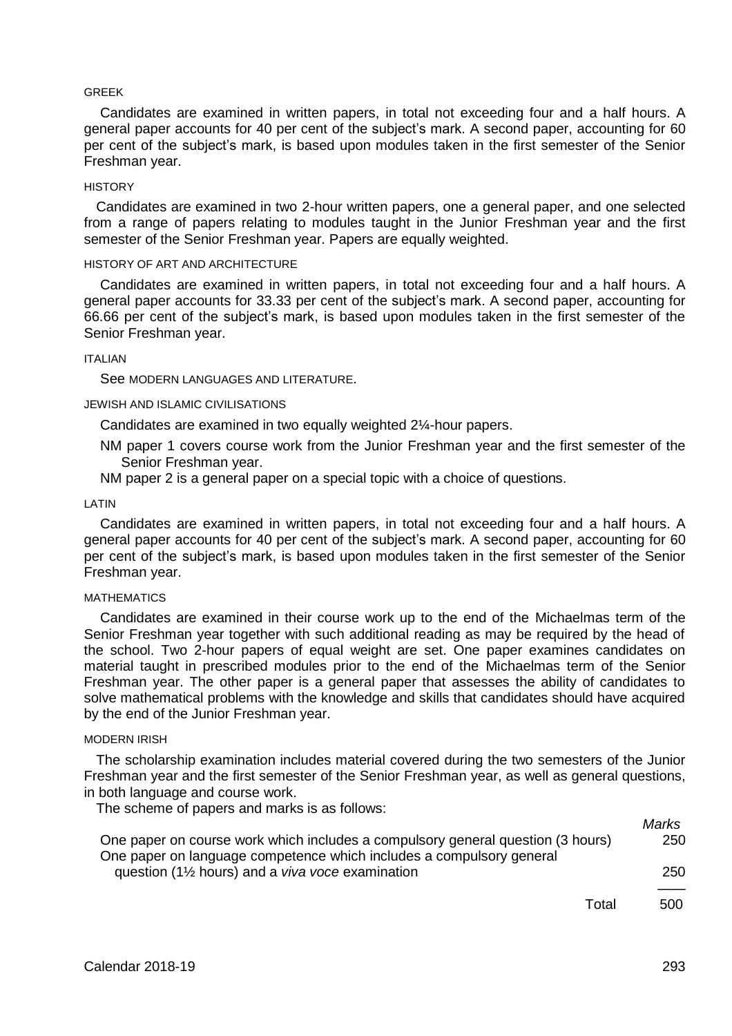### GREEK

Candidates are examined in written papers, in total not exceeding four and a half hours. A general paper accounts for 40 per cent of the subject's mark. A second paper, accounting for 60 per cent of the subject's mark, is based upon modules taken in the first semester of the Senior Freshman year.

### HISTORY

Candidates are examined in two 2-hour written papers, one a general paper, and one selected from a range of papers relating to modules taught in the Junior Freshman year and the first semester of the Senior Freshman year. Papers are equally weighted.

### HISTORY OF ART AND ARCHITECTURE

Candidates are examined in written papers, in total not exceeding four and a half hours. A general paper accounts for 33.33 per cent of the subject's mark. A second paper, accounting for 66.66 per cent of the subject's mark, is based upon modules taken in the first semester of the Senior Freshman year.

### ITALIAN

See MODERN LANGUAGES AND LITERATURE.

### JEWISH AND ISLAMIC CIVILISATIONS

Candidates are examined in two equally weighted 2¼-hour papers.

NM paper 1 covers course work from the Junior Freshman year and the first semester of the Senior Freshman year.

NM paper 2 is a general paper on a special topic with a choice of questions.

### LATIN

Candidates are examined in written papers, in total not exceeding four and a half hours. A general paper accounts for 40 per cent of the subject's mark. A second paper, accounting for 60 per cent of the subject's mark, is based upon modules taken in the first semester of the Senior Freshman year.

### MATHEMATICS

Candidates are examined in their course work up to the end of the Michaelmas term of the Senior Freshman year together with such additional reading as may be required by the head of the school. Two 2-hour papers of equal weight are set. One paper examines candidates on material taught in prescribed modules prior to the end of the Michaelmas term of the Senior Freshman year. The other paper is a general paper that assesses the ability of candidates to solve mathematical problems with the knowledge and skills that candidates should have acquired by the end of the Junior Freshman year.

### MODERN IRISH

The scholarship examination includes material covered during the two semesters of the Junior Freshman year and the first semester of the Senior Freshman year, as well as general questions, in both language and course work.

The scheme of papers and marks is as follows:

| | *Marks* |
|---|---|
| One paper on course work which includes a compulsory general question (3 hours) | 250 |
| One paper on language competence which includes a compulsory general question (1½ hours) and a *viva voce* examination | 250 |
| Total | 500 |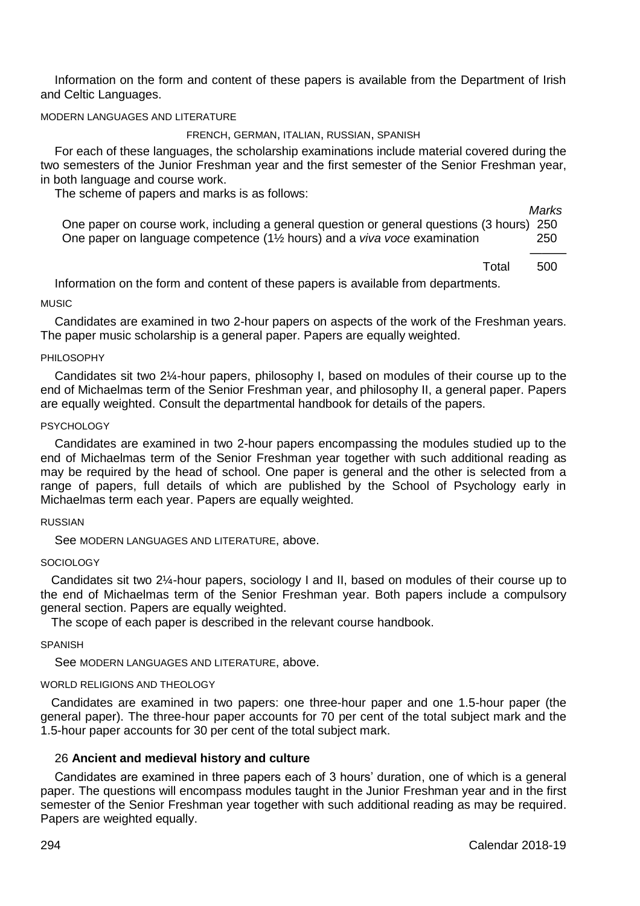Information on the form and content of these papers is available from the Department of Irish and Celtic Languages.

MODERN LANGUAGES AND LITERATURE

FRENCH, GERMAN, ITALIAN, RUSSIAN, SPANISH

For each of these languages, the scholarship examinations include material covered during the two semesters of the Junior Freshman year and the first semester of the Senior Freshman year, in both language and course work.

The scheme of papers and marks is as follows:

| | *Marks* |
|---|---|
| One paper on course work, including a general question or general questions (3 hours) | 250 |
| One paper on language competence (1½ hours) and a *viva voce* examination | 250 |
| Total | 500 |

Information on the form and content of these papers is available from departments.

MUSIC

Candidates are examined in two 2-hour papers on aspects of the work of the Freshman years. The paper music scholarship is a general paper. Papers are equally weighted.

PHILOSOPHY

Candidates sit two 2¼-hour papers, philosophy I, based on modules of their course up to the end of Michaelmas term of the Senior Freshman year, and philosophy II, a general paper. Papers are equally weighted. Consult the departmental handbook for details of the papers.

PSYCHOLOGY

Candidates are examined in two 2-hour papers encompassing the modules studied up to the end of Michaelmas term of the Senior Freshman year together with such additional reading as may be required by the head of school. One paper is general and the other is selected from a range of papers, full details of which are published by the School of Psychology early in Michaelmas term each year. Papers are equally weighted.

RUSSIAN

See MODERN LANGUAGES AND LITERATURE, above.

SOCIOLOGY

Candidates sit two 2¼-hour papers, sociology I and II, based on modules of their course up to the end of Michaelmas term of the Senior Freshman year. Both papers include a compulsory general section. Papers are equally weighted.

The scope of each paper is described in the relevant course handbook.

SPANISH

See MODERN LANGUAGES AND LITERATURE, above.

WORLD RELIGIONS AND THEOLOGY

Candidates are examined in two papers: one three-hour paper and one 1.5-hour paper (the general paper). The three-hour paper accounts for 70 per cent of the total subject mark and the 1.5-hour paper accounts for 30 per cent of the total subject mark.

26 **Ancient and medieval history and culture**

Candidates are examined in three papers each of 3 hours' duration, one of which is a general paper. The questions will encompass modules taught in the Junior Freshman year and in the first semester of the Senior Freshman year together with such additional reading as may be required. Papers are weighted equally.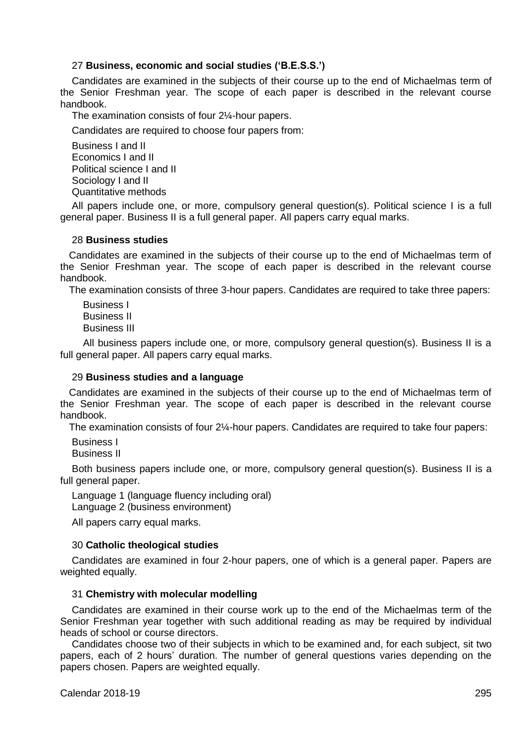### 27 **Business, economic and social studies ('B.E.S.S.')**

Candidates are examined in the subjects of their course up to the end of Michaelmas term of the Senior Freshman year. The scope of each paper is described in the relevant course handbook.

The examination consists of four 2¼-hour papers.

Candidates are required to choose four papers from:

Business I and II
Economics I and II
Political science I and II
Sociology I and II
Quantitative methods

All papers include one, or more, compulsory general question(s). Political science I is a full general paper. Business II is a full general paper. All papers carry equal marks.

### 28 **Business studies**

Candidates are examined in the subjects of their course up to the end of Michaelmas term of the Senior Freshman year. The scope of each paper is described in the relevant course handbook.

The examination consists of three 3-hour papers. Candidates are required to take three papers:

Business I
Business II
Business III

All business papers include one, or more, compulsory general question(s). Business II is a full general paper. All papers carry equal marks.

### 29 **Business studies and a language**

Candidates are examined in the subjects of their course up to the end of Michaelmas term of the Senior Freshman year. The scope of each paper is described in the relevant course handbook.

The examination consists of four 2¼-hour papers. Candidates are required to take four papers:

Business I
Business II

Both business papers include one, or more, compulsory general question(s). Business II is a full general paper.

Language 1 (language fluency including oral)
Language 2 (business environment)

All papers carry equal marks.

### 30 **Catholic theological studies**

Candidates are examined in four 2-hour papers, one of which is a general paper. Papers are weighted equally.

### 31 **Chemistry with molecular modelling**

Candidates are examined in their course work up to the end of the Michaelmas term of the Senior Freshman year together with such additional reading as may be required by individual heads of school or course directors.

Candidates choose two of their subjects in which to be examined and, for each subject, sit two papers, each of 2 hours' duration. The number of general questions varies depending on the papers chosen. Papers are weighted equally.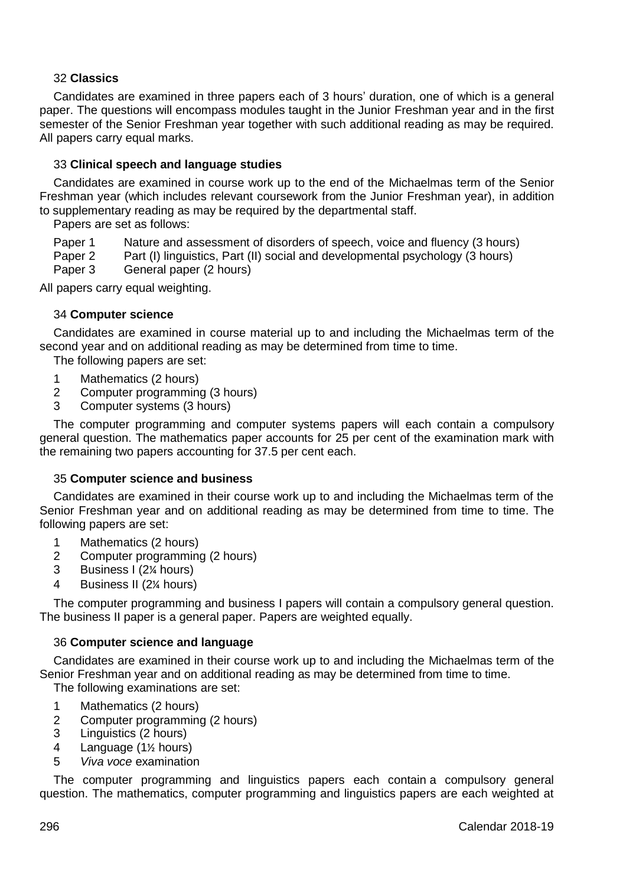### 32 **Classics**

Candidates are examined in three papers each of 3 hours' duration, one of which is a general paper. The questions will encompass modules taught in the Junior Freshman year and in the first semester of the Senior Freshman year together with such additional reading as may be required. All papers carry equal marks.

### 33 **Clinical speech and language studies**

Candidates are examined in course work up to the end of the Michaelmas term of the Senior Freshman year (which includes relevant coursework from the Junior Freshman year), in addition to supplementary reading as may be required by the departmental staff.

Papers are set as follows:

Paper 1 Nature and assessment of disorders of speech, voice and fluency (3 hours)
Paper 2 Part (I) linguistics, Part (II) social and developmental psychology (3 hours)
Paper 3 General paper (2 hours)

All papers carry equal weighting.

### 34 **Computer science**

Candidates are examined in course material up to and including the Michaelmas term of the second year and on additional reading as may be determined from time to time.

The following papers are set:

1 Mathematics (2 hours)
2 Computer programming (3 hours)
3 Computer systems (3 hours)

The computer programming and computer systems papers will each contain a compulsory general question. The mathematics paper accounts for 25 per cent of the examination mark with the remaining two papers accounting for 37.5 per cent each.

### 35 **Computer science and business**

Candidates are examined in their course work up to and including the Michaelmas term of the Senior Freshman year and on additional reading as may be determined from time to time. The following papers are set:

1 Mathematics (2 hours)
2 Computer programming (2 hours)
3 Business I (2¼ hours)
4 Business II (2¼ hours)

The computer programming and business I papers will contain a compulsory general question. The business II paper is a general paper. Papers are weighted equally.

### 36 **Computer science and language**

Candidates are examined in their course work up to and including the Michaelmas term of the Senior Freshman year and on additional reading as may be determined from time to time.

The following examinations are set:

1 Mathematics (2 hours)
2 Computer programming (2 hours)
3 Linguistics (2 hours)
4 Language (1½ hours)
5 *Viva voce* examination

The computer programming and linguistics papers each contain a compulsory general question. The mathematics, computer programming and linguistics papers are each weighted at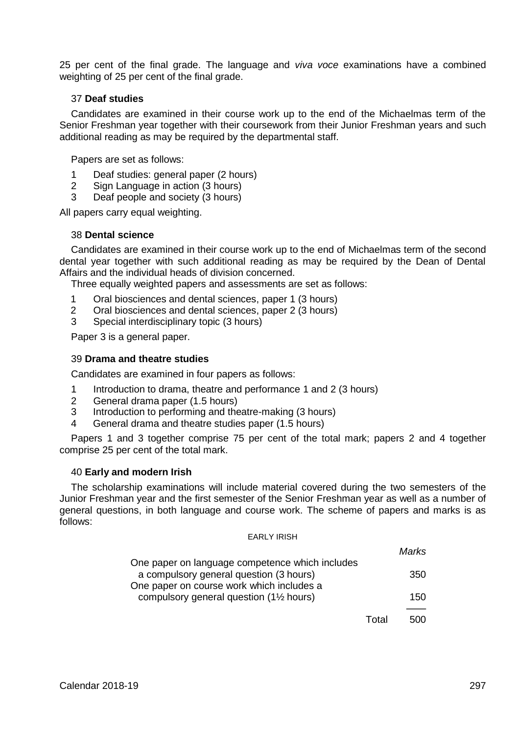25 per cent of the final grade. The language and *viva voce* examinations have a combined weighting of 25 per cent of the final grade.

### 37 **Deaf studies**

Candidates are examined in their course work up to the end of the Michaelmas term of the Senior Freshman year together with their coursework from their Junior Freshman years and such additional reading as may be required by the departmental staff.

Papers are set as follows:

1. Deaf studies: general paper (2 hours)
2. Sign Language in action (3 hours)
3. Deaf people and society (3 hours)

All papers carry equal weighting.

### 38 **Dental science**

Candidates are examined in their course work up to the end of Michaelmas term of the second dental year together with such additional reading as may be required by the Dean of Dental Affairs and the individual heads of division concerned.

Three equally weighted papers and assessments are set as follows:

1. Oral biosciences and dental sciences, paper 1 (3 hours)
2. Oral biosciences and dental sciences, paper 2 (3 hours)
3. Special interdisciplinary topic (3 hours)

Paper 3 is a general paper.

### 39 **Drama and theatre studies**

Candidates are examined in four papers as follows:

1. Introduction to drama, theatre and performance 1 and 2 (3 hours)
2. General drama paper (1.5 hours)
3. Introduction to performing and theatre-making (3 hours)
4. General drama and theatre studies paper (1.5 hours)

Papers 1 and 3 together comprise 75 per cent of the total mark; papers 2 and 4 together comprise 25 per cent of the total mark.

### 40 **Early and modern Irish**

The scholarship examinations will include material covered during the two semesters of the Junior Freshman year and the first semester of the Senior Freshman year as well as a number of general questions, in both language and course work. The scheme of papers and marks is as follows:

EARLY IRISH

| | *Marks* |
|---|---|
| One paper on language competence which includes a compulsory general question (3 hours) | 350 |
| One paper on course work which includes a compulsory general question (1½ hours) | 150 |
| Total | 500 |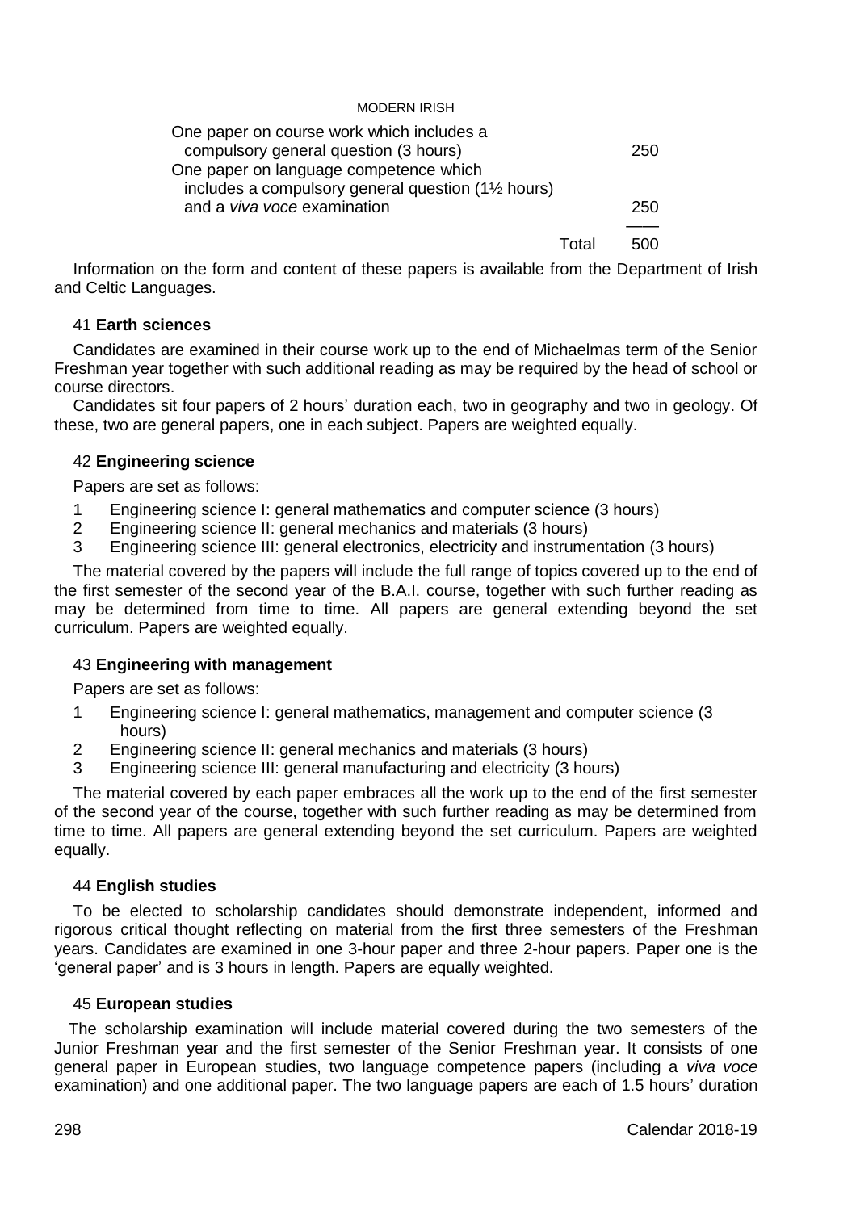MODERN IRISH

| | |
|---|---|
| One paper on course work which includes a compulsory general question (3 hours) | 250 |
| One paper on language competence which includes a compulsory general question (1½ hours) and a *viva voce* examination | 250 |
| Total | 500 |

Information on the form and content of these papers is available from the Department of Irish and Celtic Languages.

### 41 **Earth sciences**

Candidates are examined in their course work up to the end of Michaelmas term of the Senior Freshman year together with such additional reading as may be required by the head of school or course directors.

Candidates sit four papers of 2 hours' duration each, two in geography and two in geology. Of these, two are general papers, one in each subject. Papers are weighted equally.

### 42 **Engineering science**

Papers are set as follows:

1. Engineering science I: general mathematics and computer science (3 hours)
2. Engineering science II: general mechanics and materials (3 hours)
3. Engineering science III: general electronics, electricity and instrumentation (3 hours)

The material covered by the papers will include the full range of topics covered up to the end of the first semester of the second year of the B.A.I. course, together with such further reading as may be determined from time to time. All papers are general extending beyond the set curriculum. Papers are weighted equally.

### 43 **Engineering with management**

Papers are set as follows:

1. Engineering science I: general mathematics, management and computer science (3 hours)
2. Engineering science II: general mechanics and materials (3 hours)
3. Engineering science III: general manufacturing and electricity (3 hours)

The material covered by each paper embraces all the work up to the end of the first semester of the second year of the course, together with such further reading as may be determined from time to time. All papers are general extending beyond the set curriculum. Papers are weighted equally.

### 44 **English studies**

To be elected to scholarship candidates should demonstrate independent, informed and rigorous critical thought reflecting on material from the first three semesters of the Freshman years. Candidates are examined in one 3-hour paper and three 2-hour papers. Paper one is the 'general paper' and is 3 hours in length. Papers are equally weighted.

### 45 **European studies**

The scholarship examination will include material covered during the two semesters of the Junior Freshman year and the first semester of the Senior Freshman year. It consists of one general paper in European studies, two language competence papers (including a *viva voce* examination) and one additional paper. The two language papers are each of 1.5 hours' duration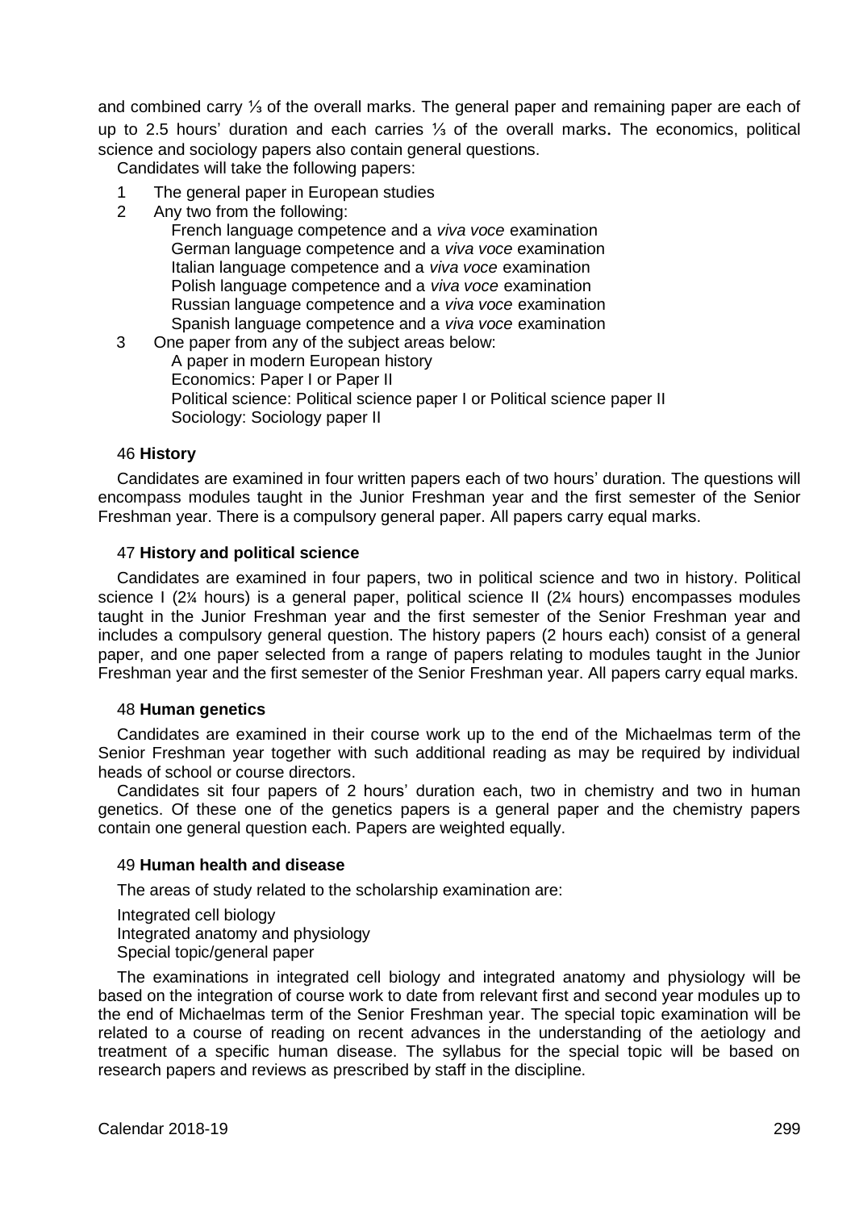and combined carry ⅓ of the overall marks. The general paper and remaining paper are each of up to 2.5 hours' duration and each carries ⅓ of the overall marks. The economics, political science and sociology papers also contain general questions.

Candidates will take the following papers:

1. The general paper in European studies
2. Any two from the following:
   - French language competence and a *viva voce* examination
   - German language competence and a *viva voce* examination
   - Italian language competence and a *viva voce* examination
   - Polish language competence and a *viva voce* examination
   - Russian language competence and a *viva voce* examination
   - Spanish language competence and a *viva voce* examination
3. One paper from any of the subject areas below:
   - A paper in modern European history
   - Economics: Paper I or Paper II
   - Political science: Political science paper I or Political science paper II
   - Sociology: Sociology paper II

### 46 **History**

Candidates are examined in four written papers each of two hours' duration. The questions will encompass modules taught in the Junior Freshman year and the first semester of the Senior Freshman year. There is a compulsory general paper. All papers carry equal marks.

### 47 **History and political science**

Candidates are examined in four papers, two in political science and two in history. Political science I (2¼ hours) is a general paper, political science II (2¼ hours) encompasses modules taught in the Junior Freshman year and the first semester of the Senior Freshman year and includes a compulsory general question. The history papers (2 hours each) consist of a general paper, and one paper selected from a range of papers relating to modules taught in the Junior Freshman year and the first semester of the Senior Freshman year. All papers carry equal marks.

### 48 **Human genetics**

Candidates are examined in their course work up to the end of the Michaelmas term of the Senior Freshman year together with such additional reading as may be required by individual heads of school or course directors.

Candidates sit four papers of 2 hours' duration each, two in chemistry and two in human genetics. Of these one of the genetics papers is a general paper and the chemistry papers contain one general question each. Papers are weighted equally.

### 49 **Human health and disease**

The areas of study related to the scholarship examination are:

Integrated cell biology
Integrated anatomy and physiology
Special topic/general paper

The examinations in integrated cell biology and integrated anatomy and physiology will be based on the integration of course work to date from relevant first and second year modules up to the end of Michaelmas term of the Senior Freshman year. The special topic examination will be related to a course of reading on recent advances in the understanding of the aetiology and treatment of a specific human disease. The syllabus for the special topic will be based on research papers and reviews as prescribed by staff in the discipline.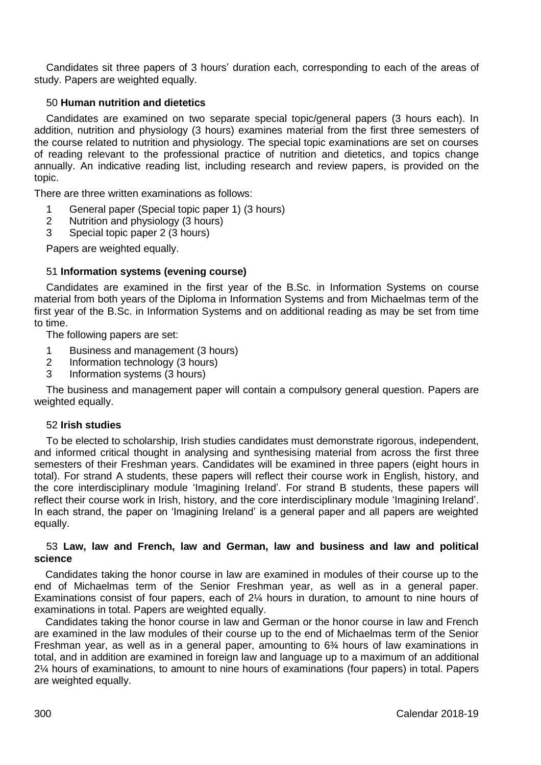Candidates sit three papers of 3 hours' duration each, corresponding to each of the areas of study. Papers are weighted equally.

### 50 **Human nutrition and dietetics**

Candidates are examined on two separate special topic/general papers (3 hours each). In addition, nutrition and physiology (3 hours) examines material from the first three semesters of the course related to nutrition and physiology. The special topic examinations are set on courses of reading relevant to the professional practice of nutrition and dietetics, and topics change annually. An indicative reading list, including research and review papers, is provided on the topic.

There are three written examinations as follows:

1. General paper (Special topic paper 1) (3 hours)
2. Nutrition and physiology (3 hours)
3. Special topic paper 2 (3 hours)

Papers are weighted equally.

### 51 **Information systems (evening course)**

Candidates are examined in the first year of the B.Sc. in Information Systems on course material from both years of the Diploma in Information Systems and from Michaelmas term of the first year of the B.Sc. in Information Systems and on additional reading as may be set from time to time.

The following papers are set:

1. Business and management (3 hours)
2. Information technology (3 hours)
3. Information systems (3 hours)

The business and management paper will contain a compulsory general question. Papers are weighted equally.

### 52 **Irish studies**

To be elected to scholarship, Irish studies candidates must demonstrate rigorous, independent, and informed critical thought in analysing and synthesising material from across the first three semesters of their Freshman years. Candidates will be examined in three papers (eight hours in total). For strand A students, these papers will reflect their course work in English, history, and the core interdisciplinary module 'Imagining Ireland'. For strand B students, these papers will reflect their course work in Irish, history, and the core interdisciplinary module 'Imagining Ireland'. In each strand, the paper on 'Imagining Ireland' is a general paper and all papers are weighted equally.

### 53 **Law, law and French, law and German, law and business and law and political science**

Candidates taking the honor course in law are examined in modules of their course up to the end of Michaelmas term of the Senior Freshman year, as well as in a general paper. Examinations consist of four papers, each of 2¼ hours in duration, to amount to nine hours of examinations in total. Papers are weighted equally.

Candidates taking the honor course in law and German or the honor course in law and French are examined in the law modules of their course up to the end of Michaelmas term of the Senior Freshman year, as well as in a general paper, amounting to 6¾ hours of law examinations in total, and in addition are examined in foreign law and language up to a maximum of an additional 2¼ hours of examinations, to amount to nine hours of examinations (four papers) in total. Papers are weighted equally.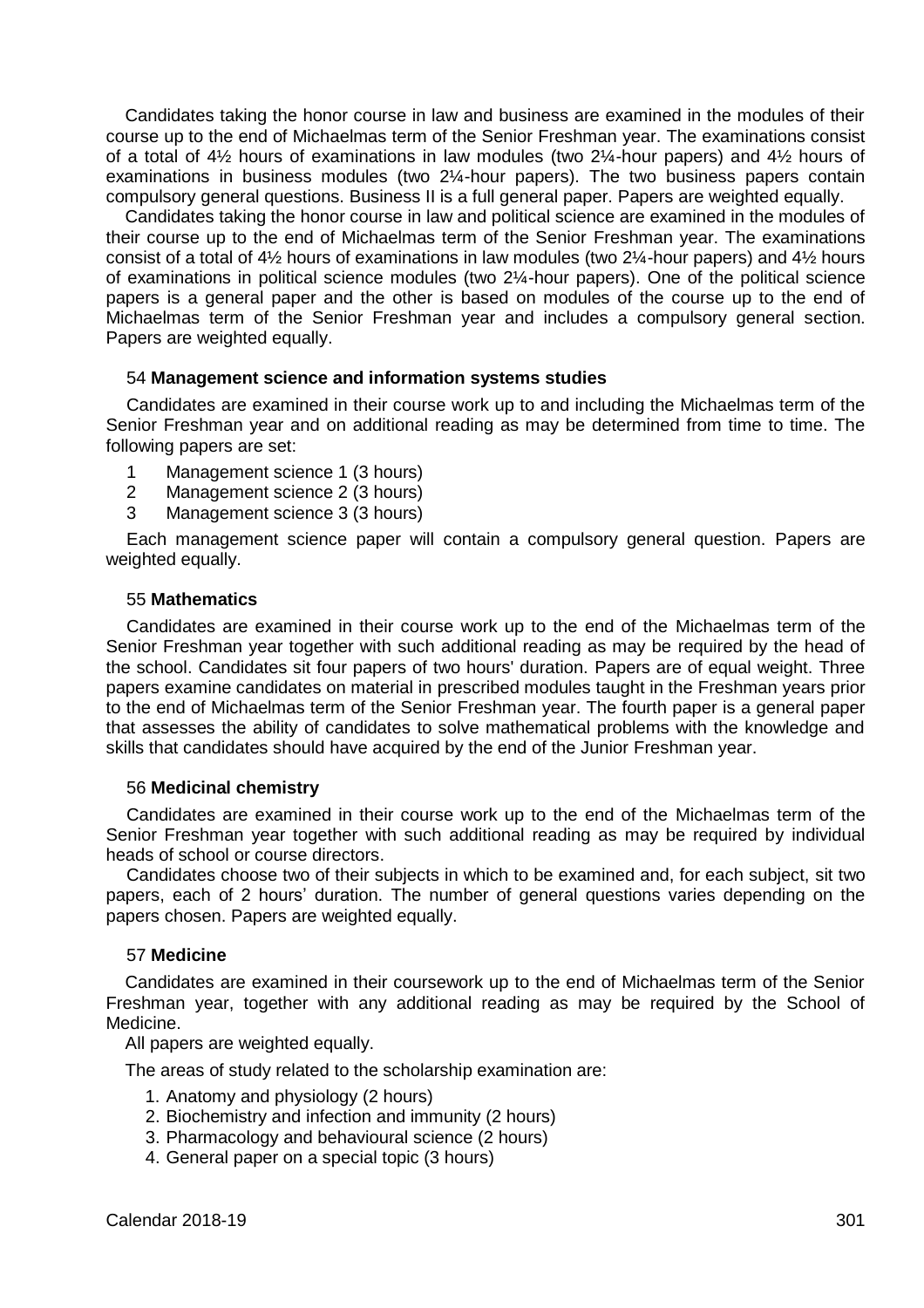Candidates taking the honor course in law and business are examined in the modules of their course up to the end of Michaelmas term of the Senior Freshman year. The examinations consist of a total of 4½ hours of examinations in law modules (two 2¼-hour papers) and 4½ hours of examinations in business modules (two 2¼-hour papers). The two business papers contain compulsory general questions. Business II is a full general paper. Papers are weighted equally.

Candidates taking the honor course in law and political science are examined in the modules of their course up to the end of Michaelmas term of the Senior Freshman year. The examinations consist of a total of 4½ hours of examinations in law modules (two 2¼-hour papers) and 4½ hours of examinations in political science modules (two 2¼-hour papers). One of the political science papers is a general paper and the other is based on modules of the course up to the end of Michaelmas term of the Senior Freshman year and includes a compulsory general section. Papers are weighted equally.

### 54 **Management science and information systems studies**

Candidates are examined in their course work up to and including the Michaelmas term of the Senior Freshman year and on additional reading as may be determined from time to time. The following papers are set:

1. Management science 1 (3 hours)
2. Management science 2 (3 hours)
3. Management science 3 (3 hours)

Each management science paper will contain a compulsory general question. Papers are weighted equally.

### 55 **Mathematics**

Candidates are examined in their course work up to the end of the Michaelmas term of the Senior Freshman year together with such additional reading as may be required by the head of the school. Candidates sit four papers of two hours' duration. Papers are of equal weight. Three papers examine candidates on material in prescribed modules taught in the Freshman years prior to the end of Michaelmas term of the Senior Freshman year. The fourth paper is a general paper that assesses the ability of candidates to solve mathematical problems with the knowledge and skills that candidates should have acquired by the end of the Junior Freshman year.

### 56 **Medicinal chemistry**

Candidates are examined in their course work up to the end of the Michaelmas term of the Senior Freshman year together with such additional reading as may be required by individual heads of school or course directors.

Candidates choose two of their subjects in which to be examined and, for each subject, sit two papers, each of 2 hours' duration. The number of general questions varies depending on the papers chosen. Papers are weighted equally.

### 57 **Medicine**

Candidates are examined in their coursework up to the end of Michaelmas term of the Senior Freshman year, together with any additional reading as may be required by the School of Medicine.

All papers are weighted equally.

The areas of study related to the scholarship examination are:

1. Anatomy and physiology (2 hours)
2. Biochemistry and infection and immunity (2 hours)
3. Pharmacology and behavioural science (2 hours)
4. General paper on a special topic (3 hours)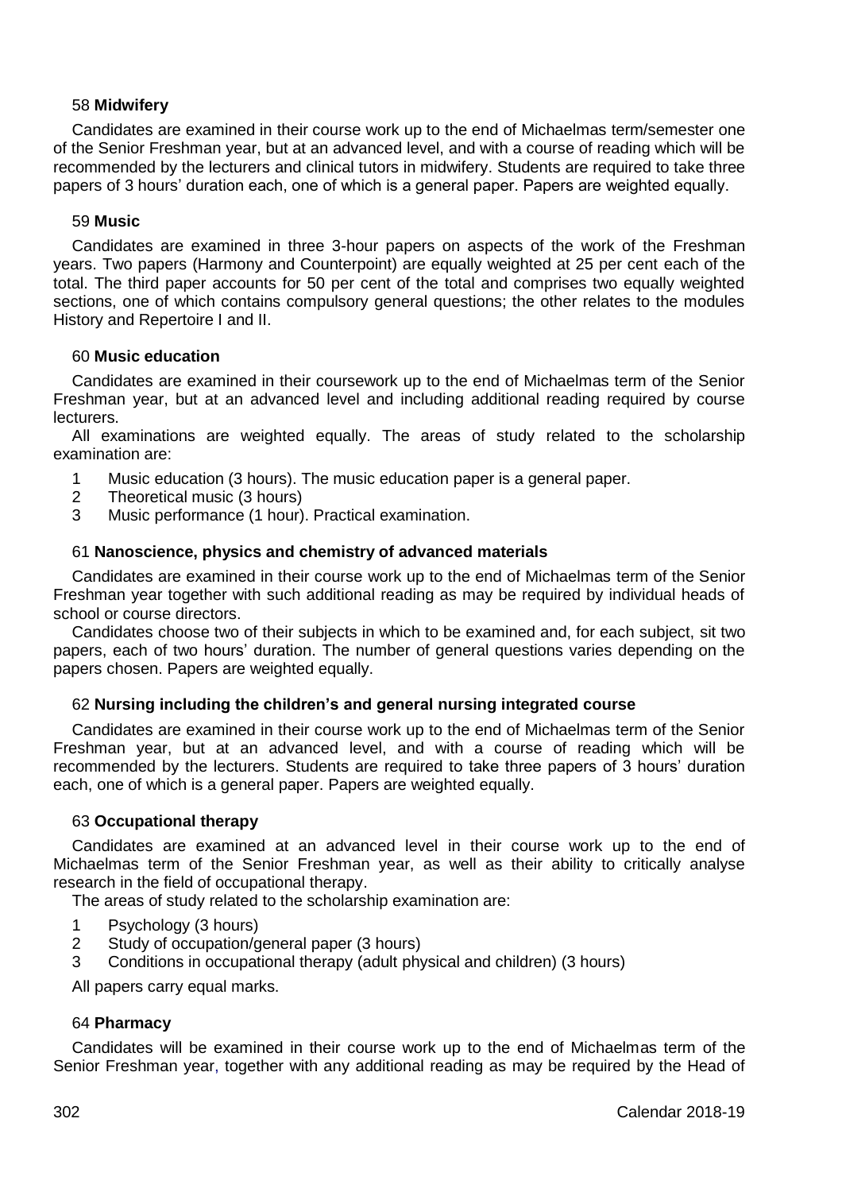### 58 **Midwifery**

Candidates are examined in their course work up to the end of Michaelmas term/semester one of the Senior Freshman year, but at an advanced level, and with a course of reading which will be recommended by the lecturers and clinical tutors in midwifery. Students are required to take three papers of 3 hours' duration each, one of which is a general paper. Papers are weighted equally.

### 59 **Music**

Candidates are examined in three 3-hour papers on aspects of the work of the Freshman years. Two papers (Harmony and Counterpoint) are equally weighted at 25 per cent each of the total. The third paper accounts for 50 per cent of the total and comprises two equally weighted sections, one of which contains compulsory general questions; the other relates to the modules History and Repertoire I and II.

### 60 **Music education**

Candidates are examined in their coursework up to the end of Michaelmas term of the Senior Freshman year, but at an advanced level and including additional reading required by course lecturers.

All examinations are weighted equally. The areas of study related to the scholarship examination are:

1. Music education (3 hours). The music education paper is a general paper.
2. Theoretical music (3 hours)
3. Music performance (1 hour). Practical examination.

### 61 **Nanoscience, physics and chemistry of advanced materials**

Candidates are examined in their course work up to the end of Michaelmas term of the Senior Freshman year together with such additional reading as may be required by individual heads of school or course directors.

Candidates choose two of their subjects in which to be examined and, for each subject, sit two papers, each of two hours' duration. The number of general questions varies depending on the papers chosen. Papers are weighted equally.

### 62 **Nursing including the children's and general nursing integrated course**

Candidates are examined in their course work up to the end of Michaelmas term of the Senior Freshman year, but at an advanced level, and with a course of reading which will be recommended by the lecturers. Students are required to take three papers of 3 hours' duration each, one of which is a general paper. Papers are weighted equally.

### 63 **Occupational therapy**

Candidates are examined at an advanced level in their course work up to the end of Michaelmas term of the Senior Freshman year, as well as their ability to critically analyse research in the field of occupational therapy.

The areas of study related to the scholarship examination are:

1. Psychology (3 hours)
2. Study of occupation/general paper (3 hours)
3. Conditions in occupational therapy (adult physical and children) (3 hours)

All papers carry equal marks.

### 64 **Pharmacy**

Candidates will be examined in their course work up to the end of Michaelmas term of the Senior Freshman year, together with any additional reading as may be required by the Head of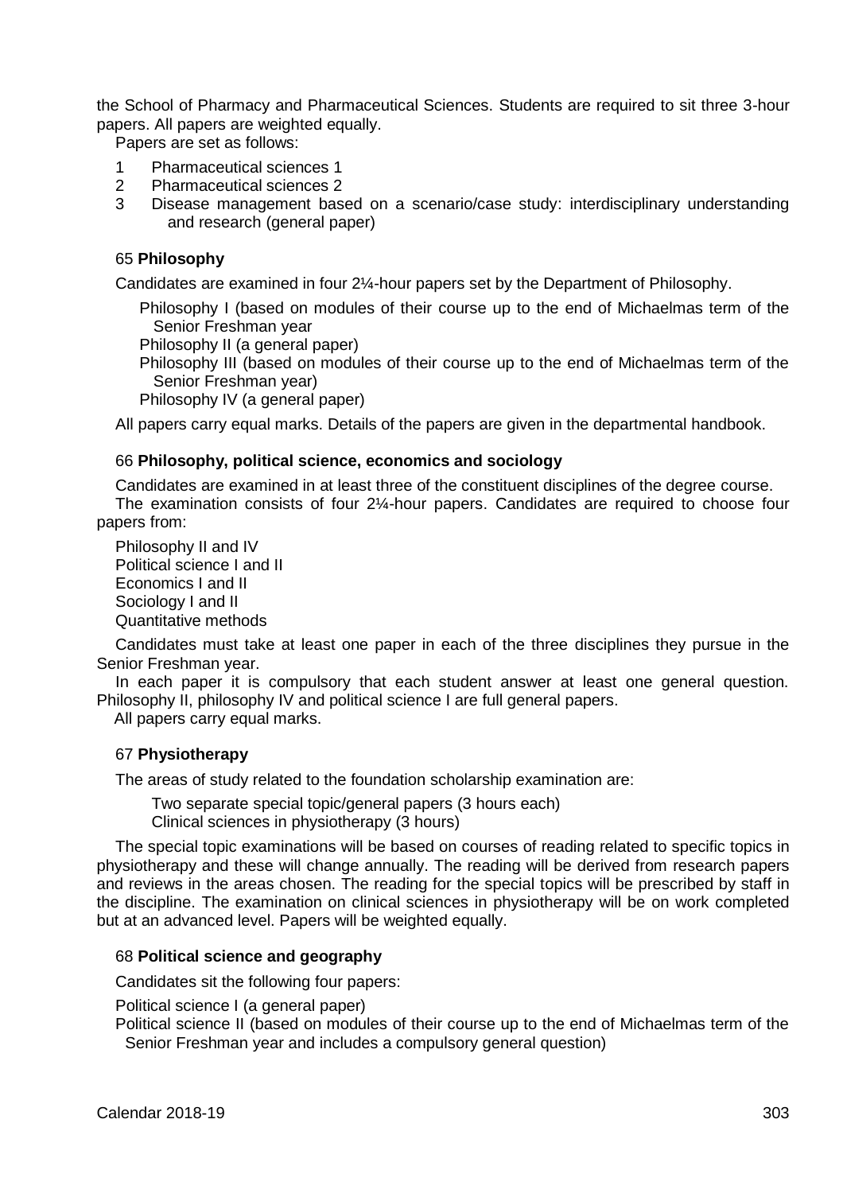the School of Pharmacy and Pharmaceutical Sciences. Students are required to sit three 3-hour papers. All papers are weighted equally.

Papers are set as follows:

1. Pharmaceutical sciences 1
2. Pharmaceutical sciences 2
3. Disease management based on a scenario/case study: interdisciplinary understanding and research (general paper)

65 **Philosophy**

Candidates are examined in four 2¼-hour papers set by the Department of Philosophy.

Philosophy I (based on modules of their course up to the end of Michaelmas term of the Senior Freshman year  
Philosophy II (a general paper)  
Philosophy III (based on modules of their course up to the end of Michaelmas term of the Senior Freshman year)  
Philosophy IV (a general paper)

All papers carry equal marks. Details of the papers are given in the departmental handbook.

66 **Philosophy, political science, economics and sociology**

Candidates are examined in at least three of the constituent disciplines of the degree course.

The examination consists of four 2¼-hour papers. Candidates are required to choose four papers from:

Philosophy II and IV  
Political science I and II  
Economics I and II  
Sociology I and II  
Quantitative methods

Candidates must take at least one paper in each of the three disciplines they pursue in the Senior Freshman year.

In each paper it is compulsory that each student answer at least one general question. Philosophy II, philosophy IV and political science I are full general papers.

All papers carry equal marks.

67 **Physiotherapy**

The areas of study related to the foundation scholarship examination are:

Two separate special topic/general papers (3 hours each)  
Clinical sciences in physiotherapy (3 hours)

The special topic examinations will be based on courses of reading related to specific topics in physiotherapy and these will change annually. The reading will be derived from research papers and reviews in the areas chosen. The reading for the special topics will be prescribed by staff in the discipline. The examination on clinical sciences in physiotherapy will be on work completed but at an advanced level. Papers will be weighted equally.

68 **Political science and geography**

Candidates sit the following four papers:

Political science I (a general paper)  
Political science II (based on modules of their course up to the end of Michaelmas term of the Senior Freshman year and includes a compulsory general question)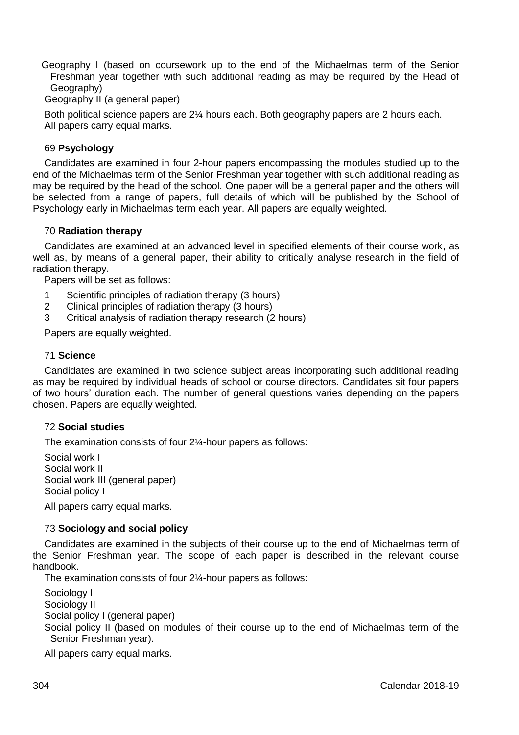Geography I (based on coursework up to the end of the Michaelmas term of the Senior Freshman year together with such additional reading as may be required by the Head of Geography)

Geography II (a general paper)

Both political science papers are 2¼ hours each. Both geography papers are 2 hours each. All papers carry equal marks.

### 69 **Psychology**

Candidates are examined in four 2-hour papers encompassing the modules studied up to the end of the Michaelmas term of the Senior Freshman year together with such additional reading as may be required by the head of the school. One paper will be a general paper and the others will be selected from a range of papers, full details of which will be published by the School of Psychology early in Michaelmas term each year. All papers are equally weighted.

### 70 **Radiation therapy**

Candidates are examined at an advanced level in specified elements of their course work, as well as, by means of a general paper, their ability to critically analyse research in the field of radiation therapy.

Papers will be set as follows:

1. Scientific principles of radiation therapy (3 hours)
2. Clinical principles of radiation therapy (3 hours)
3. Critical analysis of radiation therapy research (2 hours)

Papers are equally weighted.

### 71 **Science**

Candidates are examined in two science subject areas incorporating such additional reading as may be required by individual heads of school or course directors. Candidates sit four papers of two hours' duration each. The number of general questions varies depending on the papers chosen. Papers are equally weighted.

### 72 **Social studies**

The examination consists of four 2¼-hour papers as follows:

Social work I
Social work II
Social work III (general paper)
Social policy I

All papers carry equal marks.

### 73 **Sociology and social policy**

Candidates are examined in the subjects of their course up to the end of Michaelmas term of the Senior Freshman year. The scope of each paper is described in the relevant course handbook.

The examination consists of four 2¼-hour papers as follows:

Sociology I
Sociology II
Social policy I (general paper)
Social policy II (based on modules of their course up to the end of Michaelmas term of the Senior Freshman year).

All papers carry equal marks.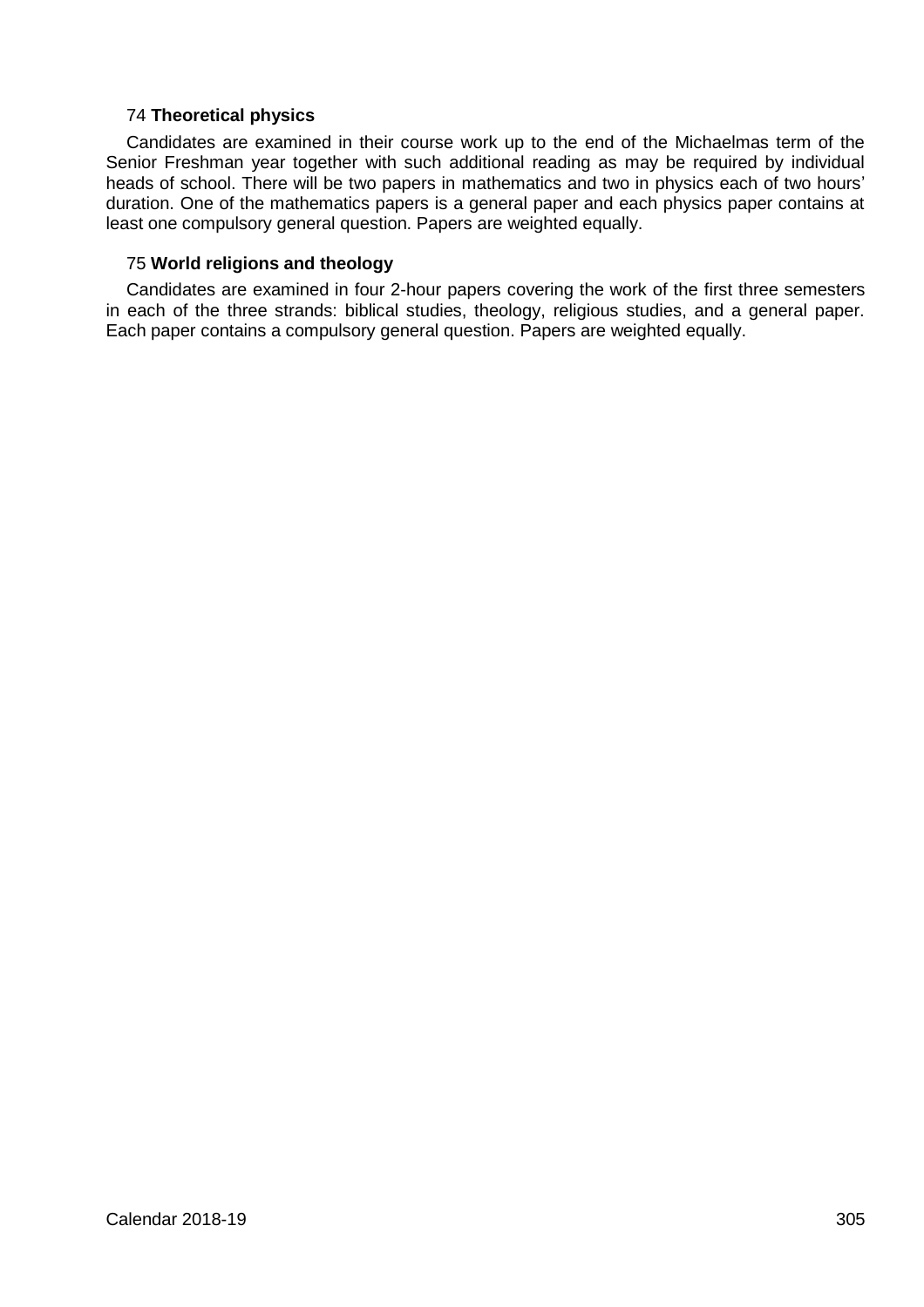74 **Theoretical physics**

Candidates are examined in their course work up to the end of the Michaelmas term of the Senior Freshman year together with such additional reading as may be required by individual heads of school. There will be two papers in mathematics and two in physics each of two hours' duration. One of the mathematics papers is a general paper and each physics paper contains at least one compulsory general question. Papers are weighted equally.

75 **World religions and theology**

Candidates are examined in four 2-hour papers covering the work of the first three semesters in each of the three strands: biblical studies, theology, religious studies, and a general paper. Each paper contains a compulsory general question. Papers are weighted equally.